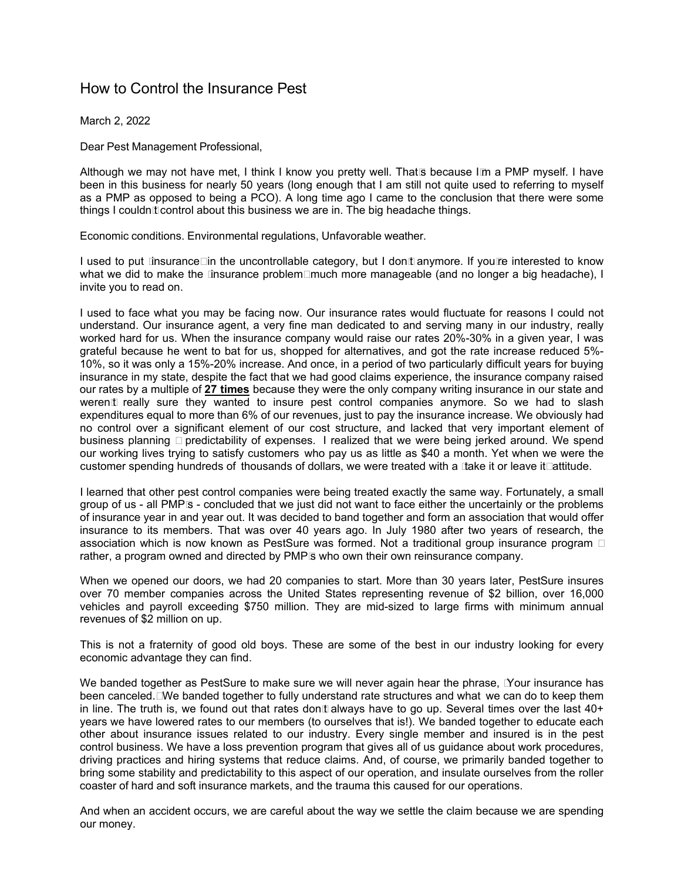# How to Control the Insurance Pest

March 2, 2022

Dear Pest Management Professional,

Although we may not have met, I think I know you pretty well. That's because I'm a PMP myself. I have been in this business for nearly 50 years (long enough that I am still not quite used to referring to myself as a PMP as opposed to being a PCO). A long time ago I came to the conclusion that there were some things I couldn't control about this business we are in. The big headache things.

Economic conditions. Environmental regulations, Unfavorable weather.

I used to put "insurance" in the uncontrollable category, but I don't anymore. If you're interested to know what we did to make the "insurance problem" much more manageable (and no longer a big headache), I invite you to read on.

I used to face what you may be facing now. Our insurance rates would fluctuate for reasons I could not understand. Our insurance agent, a very fine man dedicated to and serving many in our industry, really worked hard for us. When the insurance company would raise our rates 20%-30% in a given year, I was grateful because he went to bat for us, shopped for alternatives, and got the rate increase reduced 5%-10%, so it was only a 15%-20% increase. And once, in a period of two particularly difficult years for buying insurance in my state, despite the fact that we had good claims experience, the insurance company raised our rates by a multiple of **27 times** because they were the only company writing insurance in our state and weren't really sure they wanted to insure pest control companies anymore. So we had to slash expenditures equal to more than 6% of our revenues, just to pay the insurance increase. We obviously had no control over a significant element of our cost structure, and lacked that very important element of business planning – predictability of expenses. I realized that we were being jerked around. We spend our working lives trying to satisfy customers who pay us as little as $40 a month. Yet when we were the customer spending hundreds of thousands of dollars, we were treated with a "take it or leave it" attitude.

I learned that other pest control companies were being treated exactly the same way. Fortunately, a small group of us - all PMP's - concluded that we just did not want to face either the uncertainly or the problems of insurance year in and year out. It was decided to band together and form an association that would offer insurance to its members. That was over 40 years ago. In July 1980 after two years of research, the association which is now known as PestSure was formed. Not a traditional group insurance program – rather, a program owned and directed by PMP's who own their own reinsurance company.

When we opened our doors, we had 20 companies to start. More than 30 years later, PestSure insures over 70 member companies across the United States representing revenue of $2 billion, over 16,000 vehicles and payroll exceeding $750 million. They are mid-sized to large firms with minimum annual revenues of $2 million on up.

This is not a fraternity of good old boys. These are some of the best in our industry looking for every economic advantage they can find.

We banded together as PestSure to make sure we will never again hear the phrase, "Your insurance has been canceled." We banded together to fully understand rate structures and what we can do to keep them in line. The truth is, we found out that rates don't always have to go up. Several times over the last 40+ years we have lowered rates to our members (to ourselves that is!). We banded together to educate each other about insurance issues related to our industry. Every single member and insured is in the pest control business. We have a loss prevention program that gives all of us guidance about work procedures, driving practices and hiring systems that reduce claims. And, of course, we primarily banded together to bring some stability and predictability to this aspect of our operation, and insulate ourselves from the roller coaster of hard and soft insurance markets, and the trauma this caused for our operations.

And when an accident occurs, we are careful about the way we settle the claim because we are spending our money.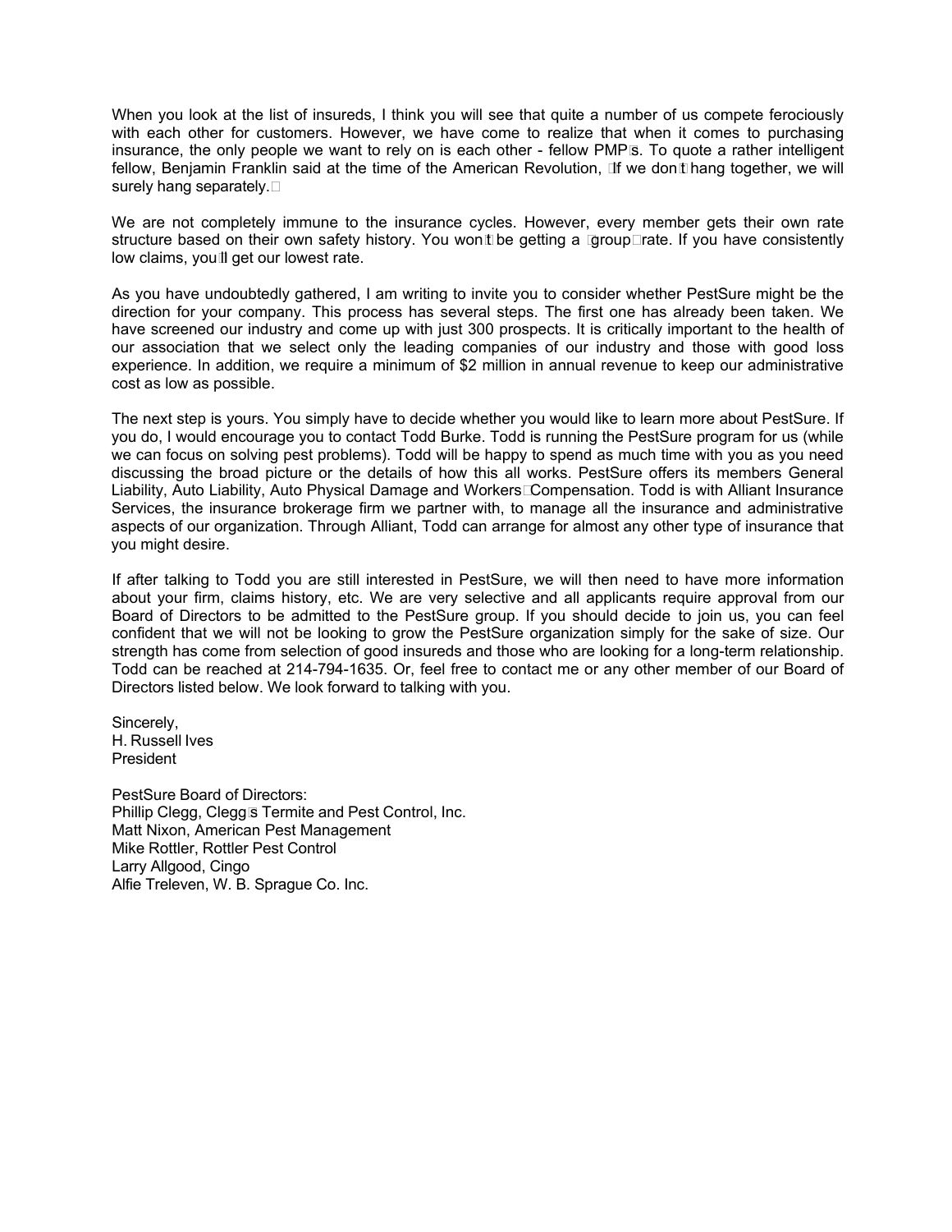When you look at the list of insureds, I think you will see that quite a number of us compete ferociously with each other for customers. However, we have come to realize that when it comes to purchasing insurance, the only people we want to rely on is each other - fellow PMP's. To quote a rather intelligent fellow, Benjamin Franklin said at the time of the American Revolution, "If we don't hang together, we will surely hang separately."

We are not completely immune to the insurance cycles. However, every member gets their own rate structure based on their own safety history. You won't be getting a "group" rate. If you have consistently low claims, you'll get our lowest rate.

As you have undoubtedly gathered, I am writing to invite you to consider whether PestSure might be the direction for your company. This process has several steps. The first one has already been taken. We have screened our industry and come up with just 300 prospects. It is critically important to the health of our association that we select only the leading companies of our industry and those with good loss experience. In addition, we require a minimum of $2 million in annual revenue to keep our administrative cost as low as possible.

The next step is yours. You simply have to decide whether you would like to learn more about PestSure. If you do, I would encourage you to contact Todd Burke. Todd is running the PestSure program for us (while we can focus on solving pest problems). Todd will be happy to spend as much time with you as you need discussing the broad picture or the details of how this all works. PestSure offers its members General Liability, Auto Liability, Auto Physical Damage and Workers' Compensation. Todd is with Alliant Insurance Services, the insurance brokerage firm we partner with, to manage all the insurance and administrative aspects of our organization. Through Alliant, Todd can arrange for almost any other type of insurance that you might desire.

If after talking to Todd you are still interested in PestSure, we will then need to have more information about your firm, claims history, etc. We are very selective and all applicants require approval from our Board of Directors to be admitted to the PestSure group. If you should decide to join us, you can feel confident that we will not be looking to grow the PestSure organization simply for the sake of size. Our strength has come from selection of good insureds and those who are looking for a long-term relationship. Todd can be reached at 214-794-1635. Or, feel free to contact me or any other member of our Board of Directors listed below. We look forward to talking with you.

Sincerely,
H. Russell Ives
President

PestSure Board of Directors:
Phillip Clegg, Clegg's Termite and Pest Control, Inc.
Matt Nixon, American Pest Management
Mike Rottler, Rottler Pest Control
Larry Allgood, Cingo
Alfie Treleven, W. B. Sprague Co. Inc.